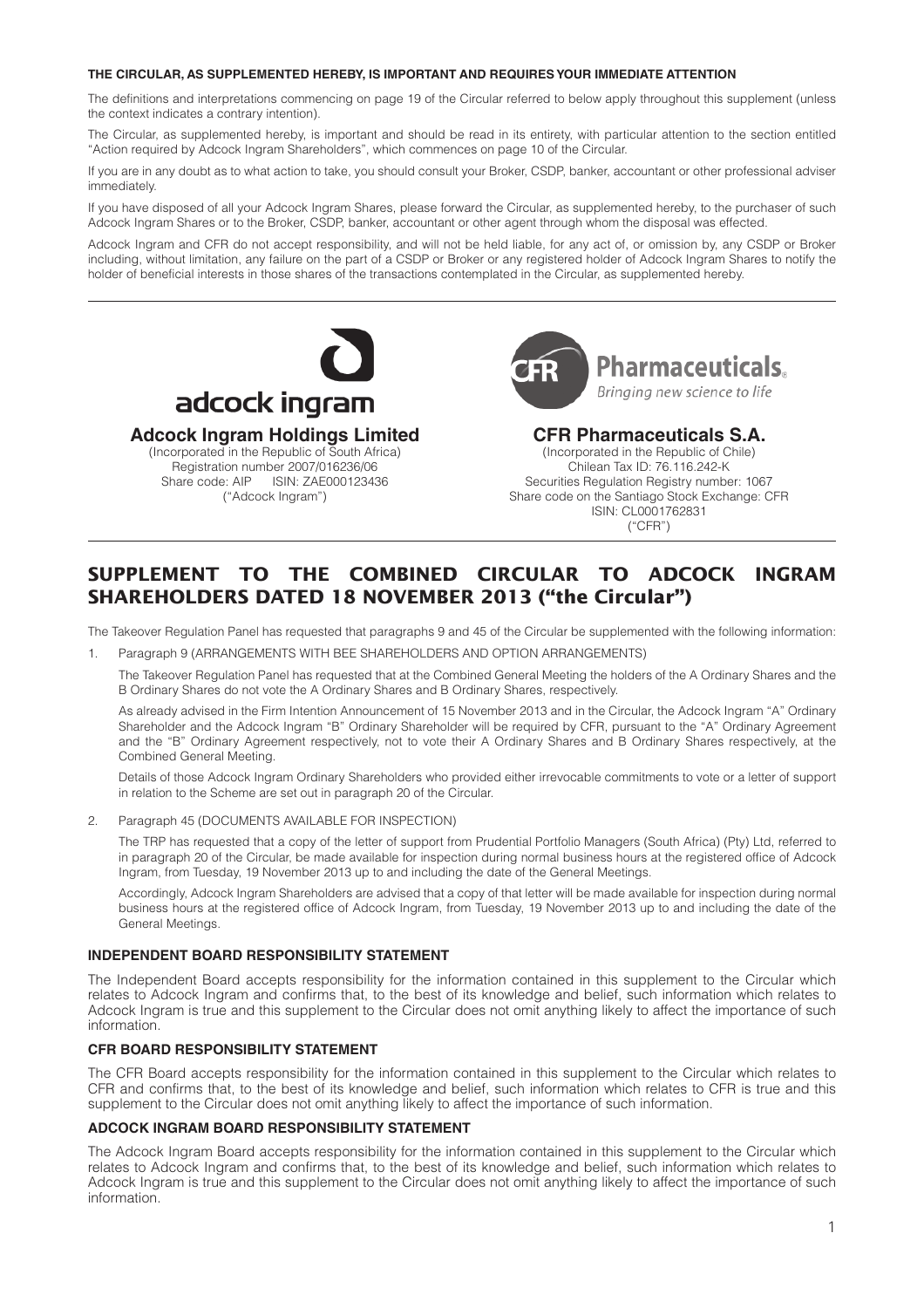**THE CIRCULAR, AS SUPPLEMENTED HEREBY, IS IMPORTANT AND REQUIRES YOUR IMMEDIATE ATTENTION**

The definitions and interpretations commencing on page 19 of the Circular referred to below apply throughout this supplement (unless the context indicates a contrary intention).

The Circular, as supplemented hereby, is important and should be read in its entirety, with particular attention to the section entitled "Action required by Adcock Ingram Shareholders", which commences on page 10 of the Circular.

If you are in any doubt as to what action to take, you should consult your Broker, CSDP, banker, accountant or other professional adviser immediately.

If you have disposed of all your Adcock Ingram Shares, please forward the Circular, as supplemented hereby, to the purchaser of such Adcock Ingram Shares or to the Broker, CSDP, banker, accountant or other agent through whom the disposal was effected.

Adcock Ingram and CFR do not accept responsibility, and will not be held liable, for any act of, or omission by, any CSDP or Broker including, without limitation, any failure on the part of a CSDP or Broker or any registered holder of Adcock Ingram Shares to notify the holder of beneficial interests in those shares of the transactions contemplated in the Circular, as supplemented hereby.

adcock ingram

**Adcock Ingram Holdings Limited**
(Incorporated in the Republic of South Africa)
Registration number 2007/016236/06
Share code: AIP ISIN: ZAE000123436
("Adcock Ingram")

CFR Pharmaceuticals
Bringing new science to life

**CFR Pharmaceuticals S.A.**
(Incorporated in the Republic of Chile)
Chilean Tax ID: 76.116.242-K
Securities Regulation Registry number: 1067
Share code on the Santiago Stock Exchange: CFR
ISIN: CL0001762831
("CFR")

# SUPPLEMENT TO THE COMBINED CIRCULAR TO ADCOCK INGRAM SHAREHOLDERS DATED 18 NOVEMBER 2013 ("the Circular")

The Takeover Regulation Panel has requested that paragraphs 9 and 45 of the Circular be supplemented with the following information:

1. Paragraph 9 (ARRANGEMENTS WITH BEE SHAREHOLDERS AND OPTION ARRANGEMENTS)

   The Takeover Regulation Panel has requested that at the Combined General Meeting the holders of the A Ordinary Shares and the B Ordinary Shares do not vote the A Ordinary Shares and B Ordinary Shares, respectively.

   As already advised in the Firm Intention Announcement of 15 November 2013 and in the Circular, the Adcock Ingram "A" Ordinary Shareholder and the Adcock Ingram "B" Ordinary Shareholder will be required by CFR, pursuant to the "A" Ordinary Agreement and the "B" Ordinary Agreement respectively, not to vote their A Ordinary Shares and B Ordinary Shares respectively, at the Combined General Meeting.

   Details of those Adcock Ingram Ordinary Shareholders who provided either irrevocable commitments to vote or a letter of support in relation to the Scheme are set out in paragraph 20 of the Circular.

2. Paragraph 45 (DOCUMENTS AVAILABLE FOR INSPECTION)

   The TRP has requested that a copy of the letter of support from Prudential Portfolio Managers (South Africa) (Pty) Ltd, referred to in paragraph 20 of the Circular, be made available for inspection during normal business hours at the registered office of Adcock Ingram, from Tuesday, 19 November 2013 up to and including the date of the General Meetings.

   Accordingly, Adcock Ingram Shareholders are advised that a copy of that letter will be made available for inspection during normal business hours at the registered office of Adcock Ingram, from Tuesday, 19 November 2013 up to and including the date of the General Meetings.

### INDEPENDENT BOARD RESPONSIBILITY STATEMENT

The Independent Board accepts responsibility for the information contained in this supplement to the Circular which relates to Adcock Ingram and confirms that, to the best of its knowledge and belief, such information which relates to Adcock Ingram is true and this supplement to the Circular does not omit anything likely to affect the importance of such information.

### CFR BOARD RESPONSIBILITY STATEMENT

The CFR Board accepts responsibility for the information contained in this supplement to the Circular which relates to CFR and confirms that, to the best of its knowledge and belief, such information which relates to CFR is true and this supplement to the Circular does not omit anything likely to affect the importance of such information.

### ADCOCK INGRAM BOARD RESPONSIBILITY STATEMENT

The Adcock Ingram Board accepts responsibility for the information contained in this supplement to the Circular which relates to Adcock Ingram and confirms that, to the best of its knowledge and belief, such information which relates to Adcock Ingram is true and this supplement to the Circular does not omit anything likely to affect the importance of such information.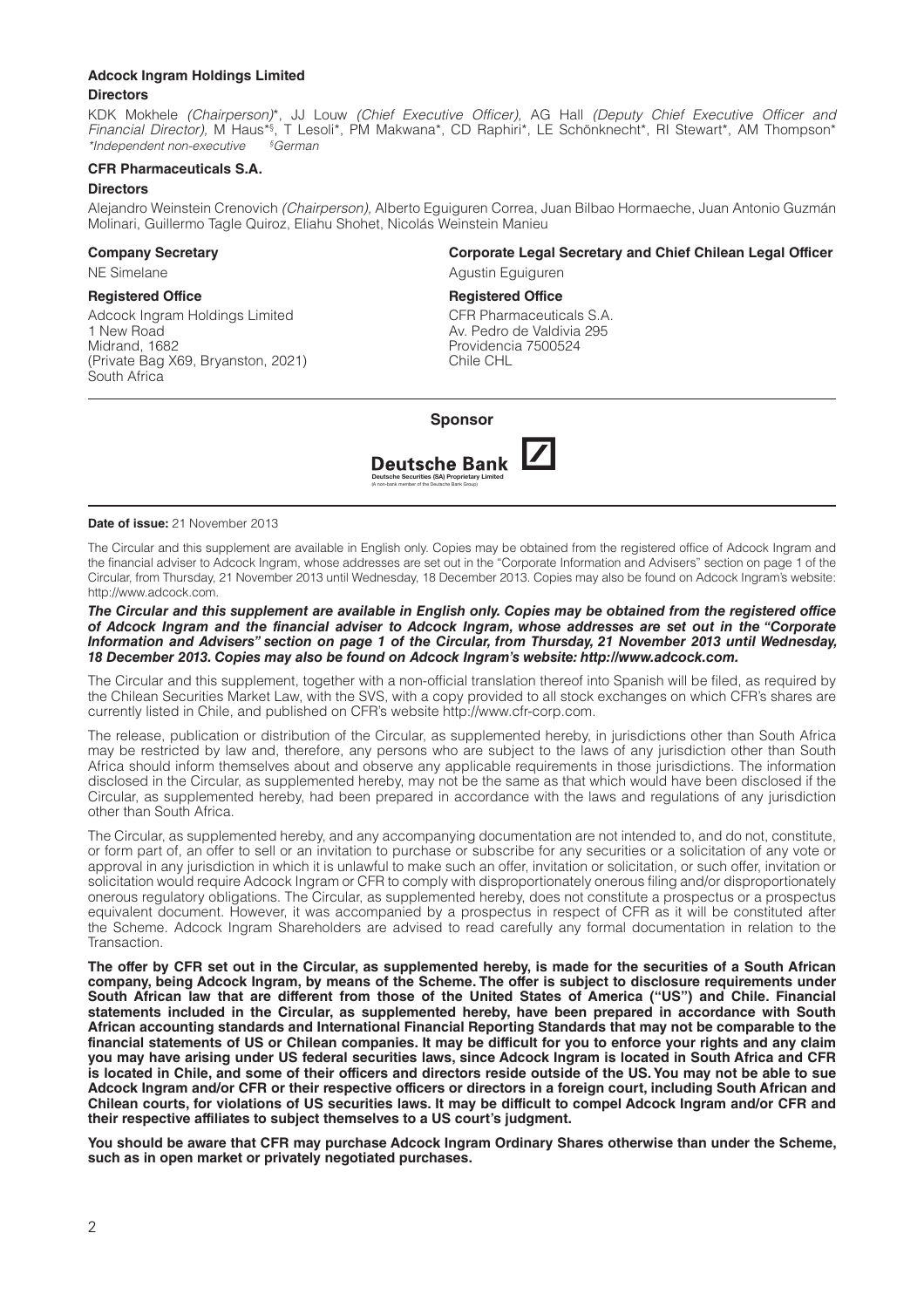**Adcock Ingram Holdings Limited**

**Directors**

KDK Mokhele *(Chairperson)*\*, JJ Louw *(Chief Executive Officer)*, AG Hall *(Deputy Chief Executive Officer and Financial Director)*, M Haus\*§, T Lesoli\*, PM Makwana\*, CD Raphiri\*, LE Schönknecht\*, RI Stewart\*, AM Thompson\*
*\*Independent non-executive* *§German*

**CFR Pharmaceuticals S.A.**

**Directors**

Alejandro Weinstein Crenovich *(Chairperson)*, Alberto Eguiguren Correa, Juan Bilbao Hormaeche, Juan Antonio Guzmán Molinari, Guillermo Tagle Quiroz, Eliahu Shohet, Nicolás Weinstein Manieu

**Company Secretary**

NE Simelane

**Registered Office**

Adcock Ingram Holdings Limited
1 New Road
Midrand, 1682
(Private Bag X69, Bryanston, 2021)
South Africa

**Corporate Legal Secretary and Chief Chilean Legal Officer**

Agustin Eguiguren

**Registered Office**

CFR Pharmaceuticals S.A.
Av. Pedro de Valdivia 295
Providencia 7500524
Chile CHL

---

**Sponsor**

**Deutsche Bank**
Deutsche Securities (SA) Proprietary Limited
(A non-bank member of the Deutsche Bank Group)

---

**Date of issue:** 21 November 2013

The Circular and this supplement are available in English only. Copies may be obtained from the registered office of Adcock Ingram and the financial adviser to Adcock Ingram, whose addresses are set out in the "Corporate Information and Advisers" section on page 1 of the Circular, from Thursday, 21 November 2013 until Wednesday, 18 December 2013. Copies may also be found on Adcock Ingram's website: http://www.adcock.com.

***The Circular and this supplement are available in English only. Copies may be obtained from the registered office of Adcock Ingram and the financial adviser to Adcock Ingram, whose addresses are set out in the "Corporate Information and Advisers" section on page 1 of the Circular, from Thursday, 21 November 2013 until Wednesday, 18 December 2013. Copies may also be found on Adcock Ingram's website: http://www.adcock.com.***

The Circular and this supplement, together with a non-official translation thereof into Spanish will be filed, as required by the Chilean Securities Market Law, with the SVS, with a copy provided to all stock exchanges on which CFR's shares are currently listed in Chile, and published on CFR's website http://www.cfr-corp.com.

The release, publication or distribution of the Circular, as supplemented hereby, in jurisdictions other than South Africa may be restricted by law and, therefore, any persons who are subject to the laws of any jurisdiction other than South Africa should inform themselves about and observe any applicable requirements in those jurisdictions. The information disclosed in the Circular, as supplemented hereby, may not be the same as that which would have been disclosed if the Circular, as supplemented hereby, had been prepared in accordance with the laws and regulations of any jurisdiction other than South Africa.

The Circular, as supplemented hereby, and any accompanying documentation are not intended to, and do not, constitute, or form part of, an offer to sell or an invitation to purchase or subscribe for any securities or a solicitation of any vote or approval in any jurisdiction in which it is unlawful to make such an offer, invitation or solicitation, or such offer, invitation or solicitation would require Adcock Ingram or CFR to comply with disproportionately onerous filing and/or disproportionately onerous regulatory obligations. The Circular, as supplemented hereby, does not constitute a prospectus or a prospectus equivalent document. However, it was accompanied by a prospectus in respect of CFR as it will be constituted after the Scheme. Adcock Ingram Shareholders are advised to read carefully any formal documentation in relation to the Transaction.

**The offer by CFR set out in the Circular, as supplemented hereby, is made for the securities of a South African company, being Adcock Ingram, by means of the Scheme. The offer is subject to disclosure requirements under South African law that are different from those of the United States of America ("US") and Chile. Financial statements included in the Circular, as supplemented hereby, have been prepared in accordance with South African accounting standards and International Financial Reporting Standards that may not be comparable to the financial statements of US or Chilean companies. It may be difficult for you to enforce your rights and any claim you may have arising under US federal securities laws, since Adcock Ingram is located in South Africa and CFR is located in Chile, and some of their officers and directors reside outside of the US. You may not be able to sue Adcock Ingram and/or CFR or their respective officers or directors in a foreign court, including South African and Chilean courts, for violations of US securities laws. It may be difficult to compel Adcock Ingram and/or CFR and their respective affiliates to subject themselves to a US court's judgment.**

**You should be aware that CFR may purchase Adcock Ingram Ordinary Shares otherwise than under the Scheme, such as in open market or privately negotiated purchases.**